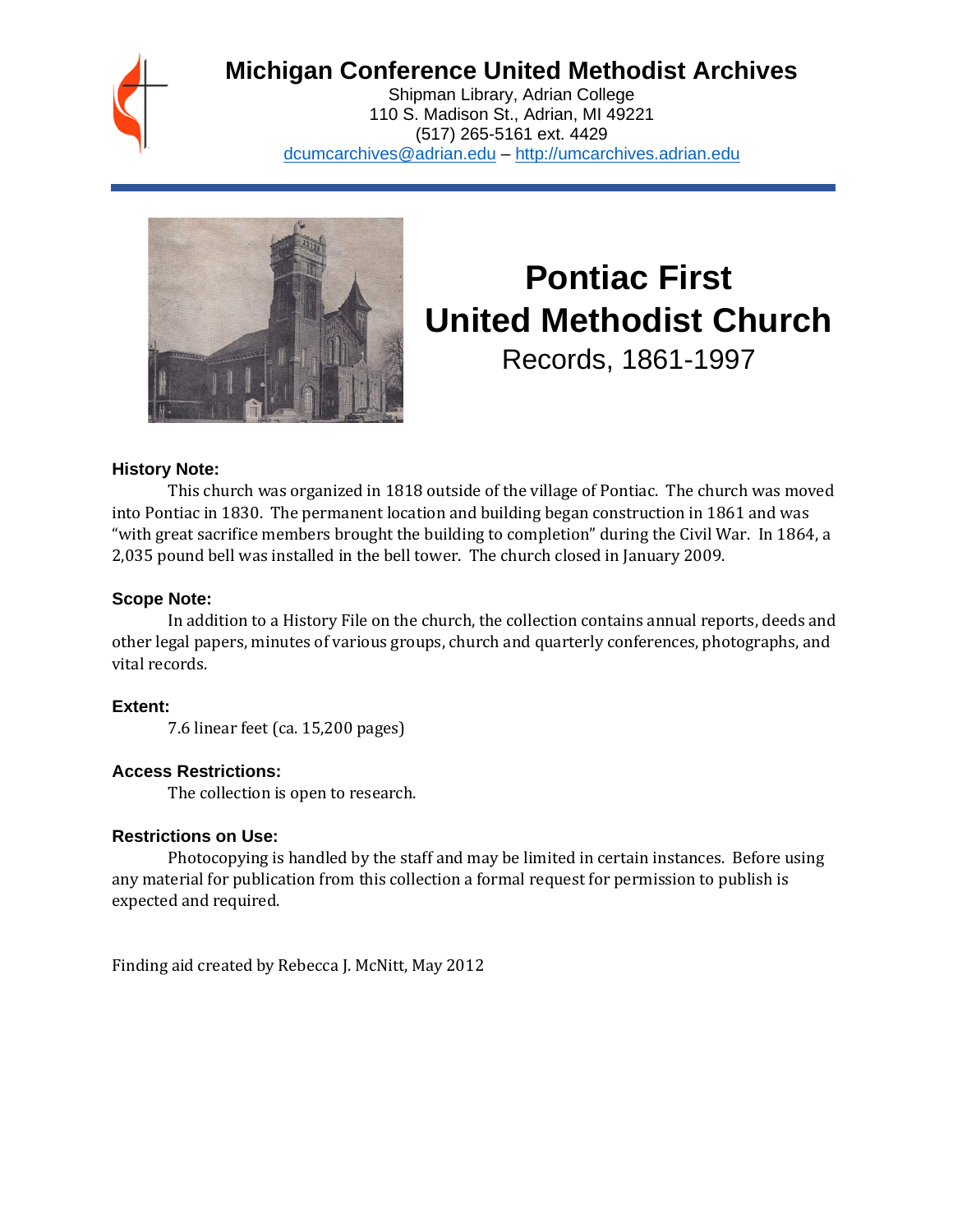# Michigan Conference United Methodist Archives

Shipman Library, Adrian College
110 S. Madison St., Adrian, MI 49221
(517) 265-5161 ext. 4429
dcumcarchives@adrian.edu – http://umcarchives.adrian.edu

# Pontiac First United Methodist Church

Records, 1861-1997

### History Note:

This church was organized in 1818 outside of the village of Pontiac. The church was moved into Pontiac in 1830. The permanent location and building began construction in 1861 and was "with great sacrifice members brought the building to completion" during the Civil War. In 1864, a 2,035 pound bell was installed in the bell tower. The church closed in January 2009.

### Scope Note:

In addition to a History File on the church, the collection contains annual reports, deeds and other legal papers, minutes of various groups, church and quarterly conferences, photographs, and vital records.

### Extent:

7.6 linear feet (ca. 15,200 pages)

### Access Restrictions:

The collection is open to research.

### Restrictions on Use:

Photocopying is handled by the staff and may be limited in certain instances. Before using any material for publication from this collection a formal request for permission to publish is expected and required.

Finding aid created by Rebecca J. McNitt, May 2012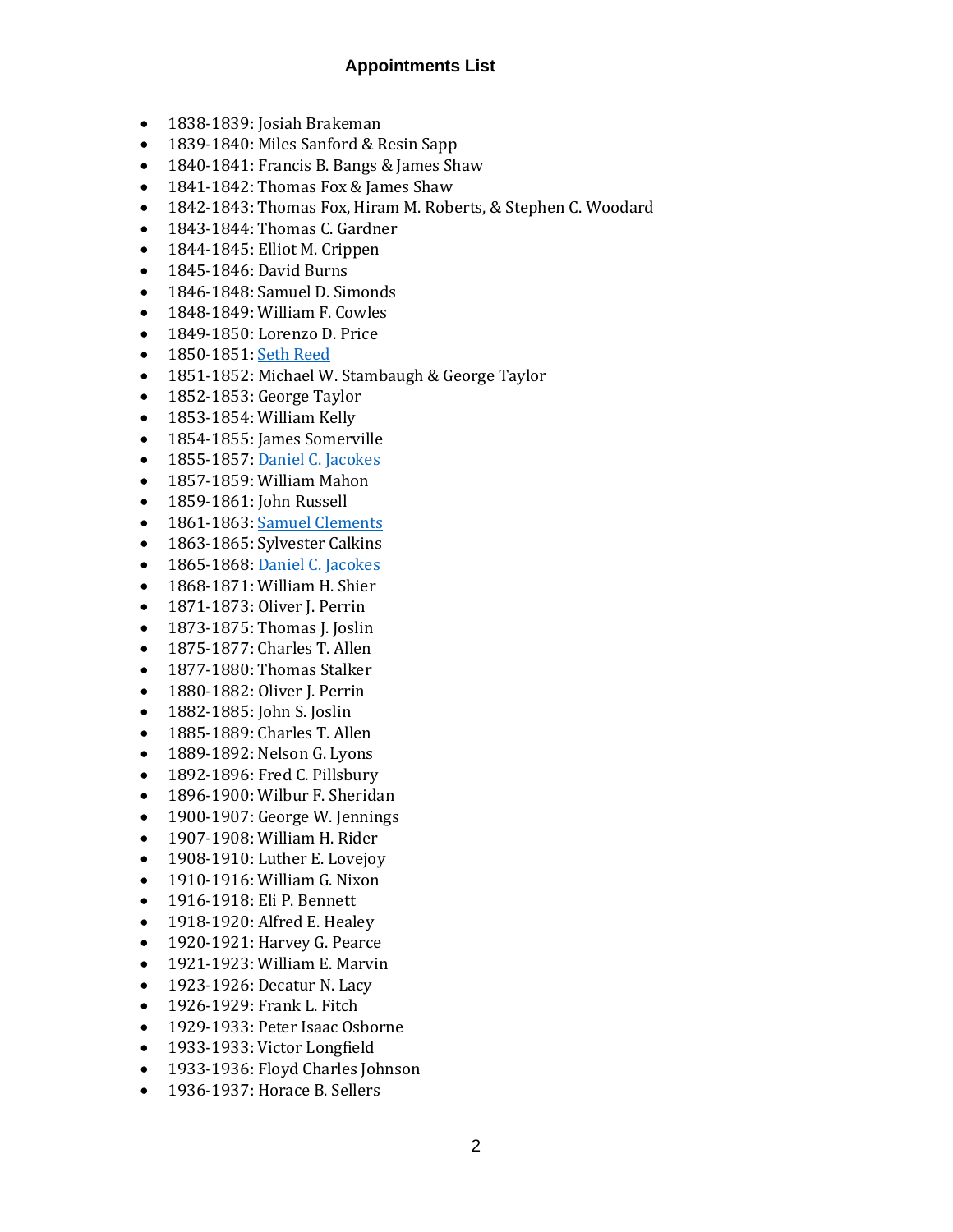## Appointments List

- 1838-1839: Josiah Brakeman
- 1839-1840: Miles Sanford & Resin Sapp
- 1840-1841: Francis B. Bangs & James Shaw
- 1841-1842: Thomas Fox & James Shaw
- 1842-1843: Thomas Fox, Hiram M. Roberts, & Stephen C. Woodard
- 1843-1844: Thomas C. Gardner
- 1844-1845: Elliot M. Crippen
- 1845-1846: David Burns
- 1846-1848: Samuel D. Simonds
- 1848-1849: William F. Cowles
- 1849-1850: Lorenzo D. Price
- 1850-1851: Seth Reed
- 1851-1852: Michael W. Stambaugh & George Taylor
- 1852-1853: George Taylor
- 1853-1854: William Kelly
- 1854-1855: James Somerville
- 1855-1857: Daniel C. Jacokes
- 1857-1859: William Mahon
- 1859-1861: John Russell
- 1861-1863: Samuel Clements
- 1863-1865: Sylvester Calkins
- 1865-1868: Daniel C. Jacokes
- 1868-1871: William H. Shier
- 1871-1873: Oliver J. Perrin
- 1873-1875: Thomas J. Joslin
- 1875-1877: Charles T. Allen
- 1877-1880: Thomas Stalker
- 1880-1882: Oliver J. Perrin
- 1882-1885: John S. Joslin
- 1885-1889: Charles T. Allen
- 1889-1892: Nelson G. Lyons
- 1892-1896: Fred C. Pillsbury
- 1896-1900: Wilbur F. Sheridan
- 1900-1907: George W. Jennings
- 1907-1908: William H. Rider
- 1908-1910: Luther E. Lovejoy
- 1910-1916: William G. Nixon
- 1916-1918: Eli P. Bennett
- 1918-1920: Alfred E. Healey
- 1920-1921: Harvey G. Pearce
- 1921-1923: William E. Marvin
- 1923-1926: Decatur N. Lacy
- 1926-1929: Frank L. Fitch
- 1929-1933: Peter Isaac Osborne
- 1933-1933: Victor Longfield
- 1933-1936: Floyd Charles Johnson
- 1936-1937: Horace B. Sellers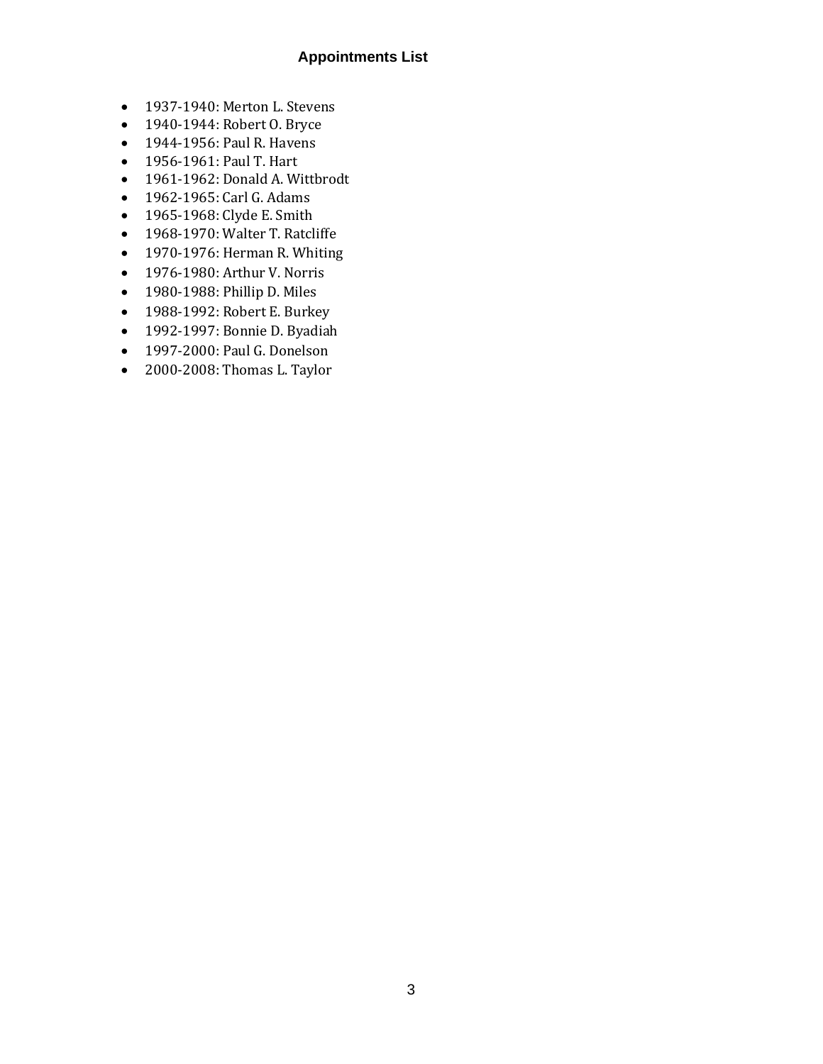## Appointments List

- 1937-1940: Merton L. Stevens
- 1940-1944: Robert O. Bryce
- 1944-1956: Paul R. Havens
- 1956-1961: Paul T. Hart
- 1961-1962: Donald A. Wittbrodt
- 1962-1965: Carl G. Adams
- 1965-1968: Clyde E. Smith
- 1968-1970: Walter T. Ratcliffe
- 1970-1976: Herman R. Whiting
- 1976-1980: Arthur V. Norris
- 1980-1988: Phillip D. Miles
- 1988-1992: Robert E. Burkey
- 1992-1997: Bonnie D. Byadiah
- 1997-2000: Paul G. Donelson
- 2000-2008: Thomas L. Taylor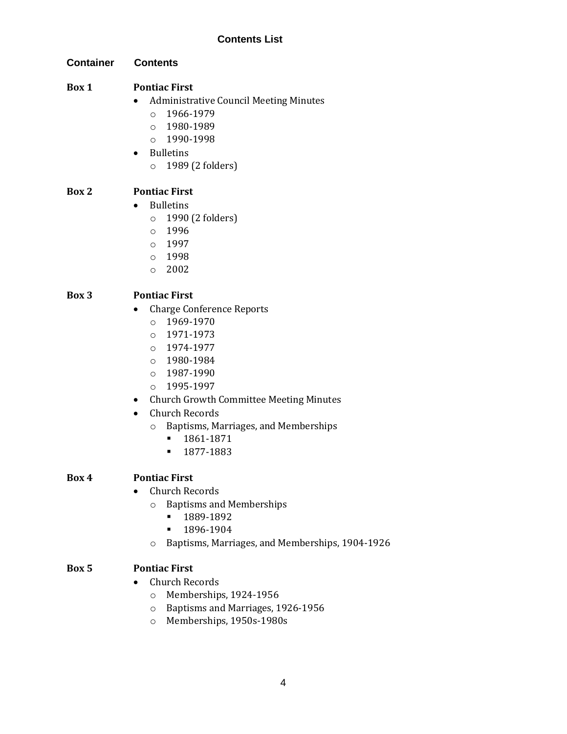## Contents List

**Container** **Contents**

**Box 1** **Pontiac First**

- Administrative Council Meeting Minutes
  - 1966-1979
  - 1980-1989
  - 1990-1998
- Bulletins
  - 1989 (2 folders)

**Box 2** **Pontiac First**

- Bulletins
  - 1990 (2 folders)
  - 1996
  - 1997
  - 1998
  - 2002

**Box 3** **Pontiac First**

- Charge Conference Reports
  - 1969-1970
  - 1971-1973
  - 1974-1977
  - 1980-1984
  - 1987-1990
  - 1995-1997
- Church Growth Committee Meeting Minutes
- Church Records
  - Baptisms, Marriages, and Memberships
    - 1861-1871
    - 1877-1883

**Box 4** **Pontiac First**

- Church Records
  - Baptisms and Memberships
    - 1889-1892
    - 1896-1904
  - Baptisms, Marriages, and Memberships, 1904-1926

**Box 5** **Pontiac First**

- Church Records
  - Memberships, 1924-1956
  - Baptisms and Marriages, 1926-1956
  - Memberships, 1950s-1980s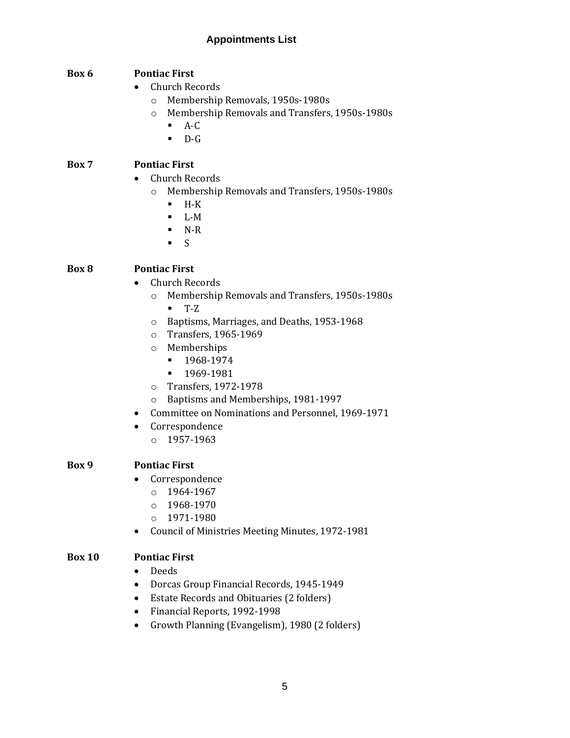# Appointments List

**Box 6** **Pontiac First**

- Church Records
  - Membership Removals, 1950s-1980s
  - Membership Removals and Transfers, 1950s-1980s
    - A-C
    - D-G

**Box 7** **Pontiac First**

- Church Records
  - Membership Removals and Transfers, 1950s-1980s
    - H-K
    - L-M
    - N-R
    - S

**Box 8** **Pontiac First**

- Church Records
  - Membership Removals and Transfers, 1950s-1980s
    - T-Z
  - Baptisms, Marriages, and Deaths, 1953-1968
  - Transfers, 1965-1969
  - Memberships
    - 1968-1974
    - 1969-1981
  - Transfers, 1972-1978
  - Baptisms and Memberships, 1981-1997
- Committee on Nominations and Personnel, 1969-1971
- Correspondence
  - 1957-1963

**Box 9** **Pontiac First**

- Correspondence
  - 1964-1967
  - 1968-1970
  - 1971-1980
- Council of Ministries Meeting Minutes, 1972-1981

**Box 10** **Pontiac First**

- Deeds
- Dorcas Group Financial Records, 1945-1949
- Estate Records and Obituaries (2 folders)
- Financial Reports, 1992-1998
- Growth Planning (Evangelism), 1980 (2 folders)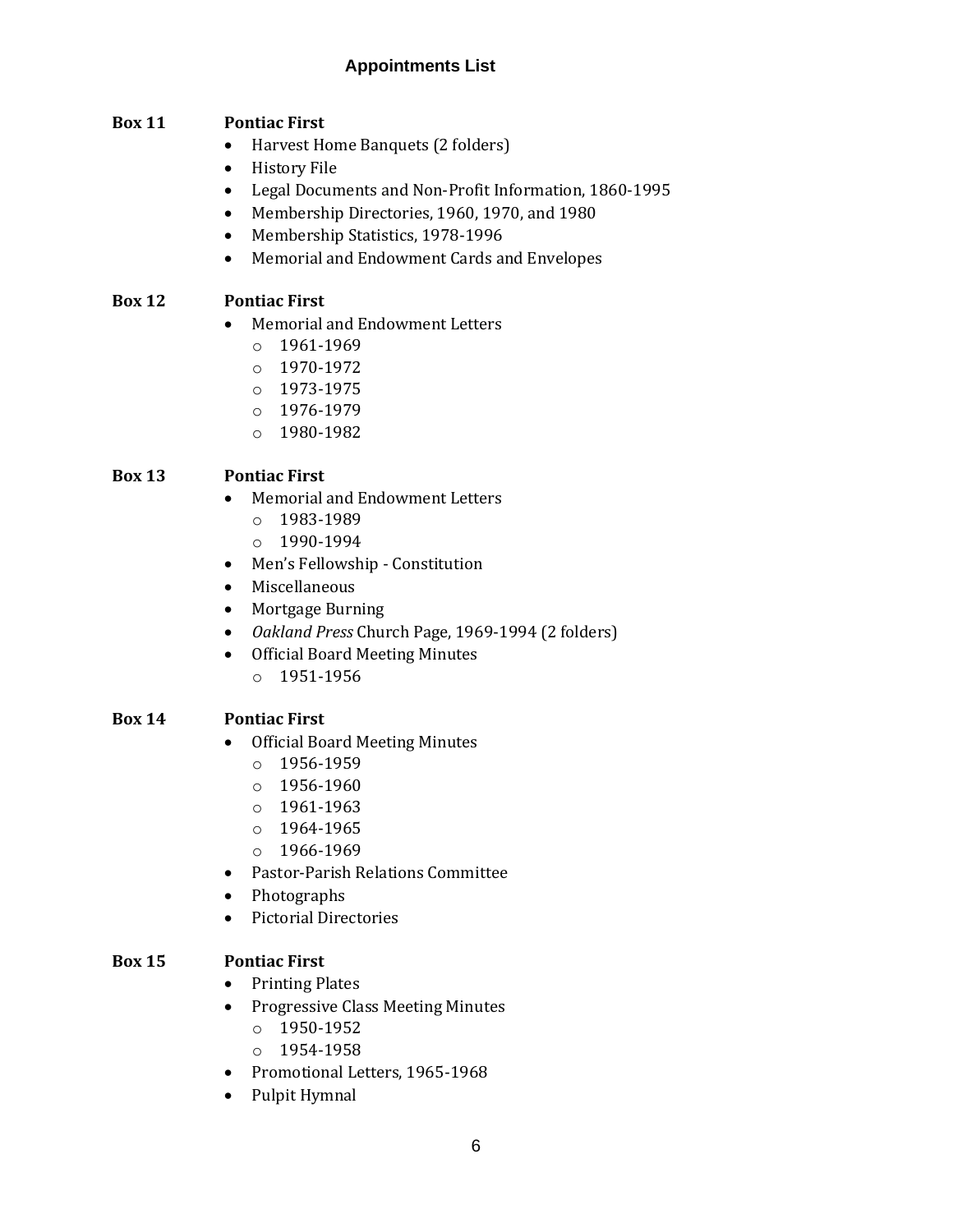## Appointments List

**Box 11** **Pontiac First**

- Harvest Home Banquets (2 folders)
- History File
- Legal Documents and Non-Profit Information, 1860-1995
- Membership Directories, 1960, 1970, and 1980
- Membership Statistics, 1978-1996
- Memorial and Endowment Cards and Envelopes

**Box 12** **Pontiac First**

- Memorial and Endowment Letters
  - 1961-1969
  - 1970-1972
  - 1973-1975
  - 1976-1979
  - 1980-1982

**Box 13** **Pontiac First**

- Memorial and Endowment Letters
  - 1983-1989
  - 1990-1994
- Men's Fellowship - Constitution
- Miscellaneous
- Mortgage Burning
- *Oakland Press* Church Page, 1969-1994 (2 folders)
- Official Board Meeting Minutes
  - 1951-1956

**Box 14** **Pontiac First**

- Official Board Meeting Minutes
  - 1956-1959
  - 1956-1960
  - 1961-1963
  - 1964-1965
  - 1966-1969
- Pastor-Parish Relations Committee
- Photographs
- Pictorial Directories

**Box 15** **Pontiac First**

- Printing Plates
- Progressive Class Meeting Minutes
  - 1950-1952
  - 1954-1958
- Promotional Letters, 1965-1968
- Pulpit Hymnal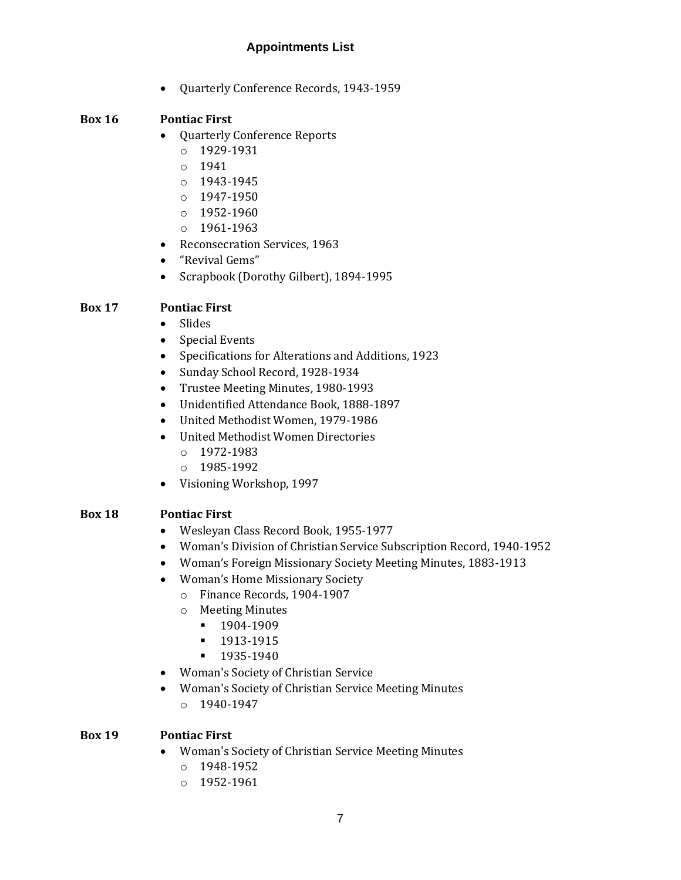- Quarterly Conference Records, 1943-1959

**Box 16** **Pontiac First**

- Quarterly Conference Reports
  - 1929-1931
  - 1941
  - 1943-1945
  - 1947-1950
  - 1952-1960
  - 1961-1963
- Reconsecration Services, 1963
- "Revival Gems"
- Scrapbook (Dorothy Gilbert), 1894-1995

**Box 17** **Pontiac First**

- Slides
- Special Events
- Specifications for Alterations and Additions, 1923
- Sunday School Record, 1928-1934
- Trustee Meeting Minutes, 1980-1993
- Unidentified Attendance Book, 1888-1897
- United Methodist Women, 1979-1986
- United Methodist Women Directories
  - 1972-1983
  - 1985-1992
- Visioning Workshop, 1997

**Box 18** **Pontiac First**

- Wesleyan Class Record Book, 1955-1977
- Woman's Division of Christian Service Subscription Record, 1940-1952
- Woman's Foreign Missionary Society Meeting Minutes, 1883-1913
- Woman's Home Missionary Society
  - Finance Records, 1904-1907
  - Meeting Minutes
    - 1904-1909
    - 1913-1915
    - 1935-1940
- Woman's Society of Christian Service
- Woman's Society of Christian Service Meeting Minutes
  - 1940-1947

**Box 19** **Pontiac First**

- Woman's Society of Christian Service Meeting Minutes
  - 1948-1952
  - 1952-1961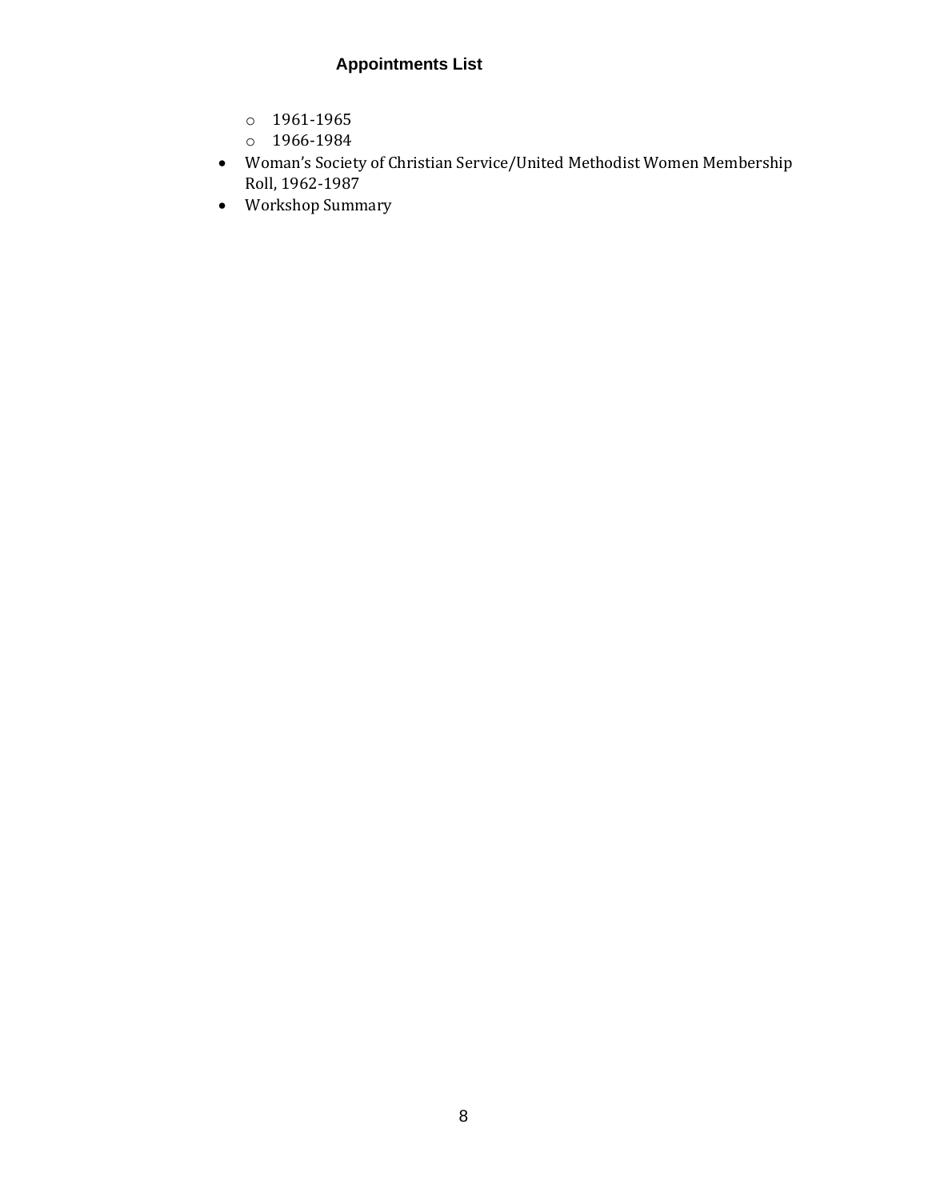**Appointments List**

  - 1961-1965
  - 1966-1984
- Woman's Society of Christian Service/United Methodist Women Membership Roll, 1962-1987
- Workshop Summary